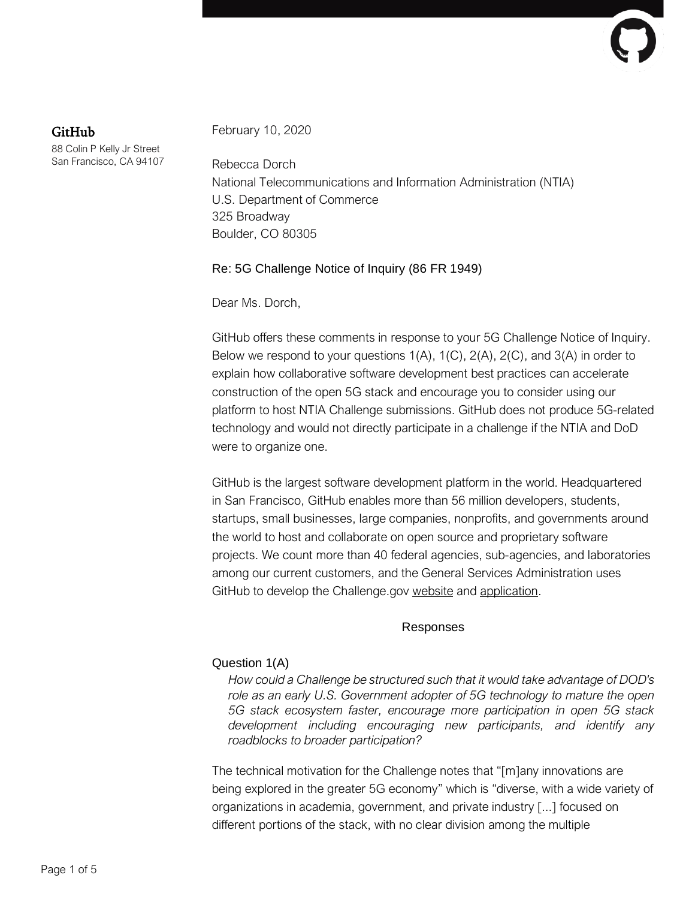**GitHub**

88 Colin P Kelly Jr Street
San Francisco, CA 94107

February 10, 2020

Rebecca Dorch
National Telecommunications and Information Administration (NTIA)
U.S. Department of Commerce
325 Broadway
Boulder, CO 80305

Re: 5G Challenge Notice of Inquiry (86 FR 1949)

Dear Ms. Dorch,

GitHub offers these comments in response to your 5G Challenge Notice of Inquiry. Below we respond to your questions 1(A), 1(C), 2(A), 2(C), and 3(A) in order to explain how collaborative software development best practices can accelerate construction of the open 5G stack and encourage you to consider using our platform to host NTIA Challenge submissions. GitHub does not produce 5G-related technology and would not directly participate in a challenge if the NTIA and DoD were to organize one.

GitHub is the largest software development platform in the world. Headquartered in San Francisco, GitHub enables more than 56 million developers, students, startups, small businesses, large companies, nonprofits, and governments around the world to host and collaborate on open source and proprietary software projects. We count more than 40 federal agencies, sub-agencies, and laboratories among our current customers, and the General Services Administration uses GitHub to develop the Challenge.gov website and application.

## Responses

### Question 1(A)

*How could a Challenge be structured such that it would take advantage of DOD's role as an early U.S. Government adopter of 5G technology to mature the open 5G stack ecosystem faster, encourage more participation in open 5G stack development including encouraging new participants, and identify any roadblocks to broader participation?*

The technical motivation for the Challenge notes that "[m]any innovations are being explored in the greater 5G economy" which is "diverse, with a wide variety of organizations in academia, government, and private industry [...] focused on different portions of the stack, with no clear division among the multiple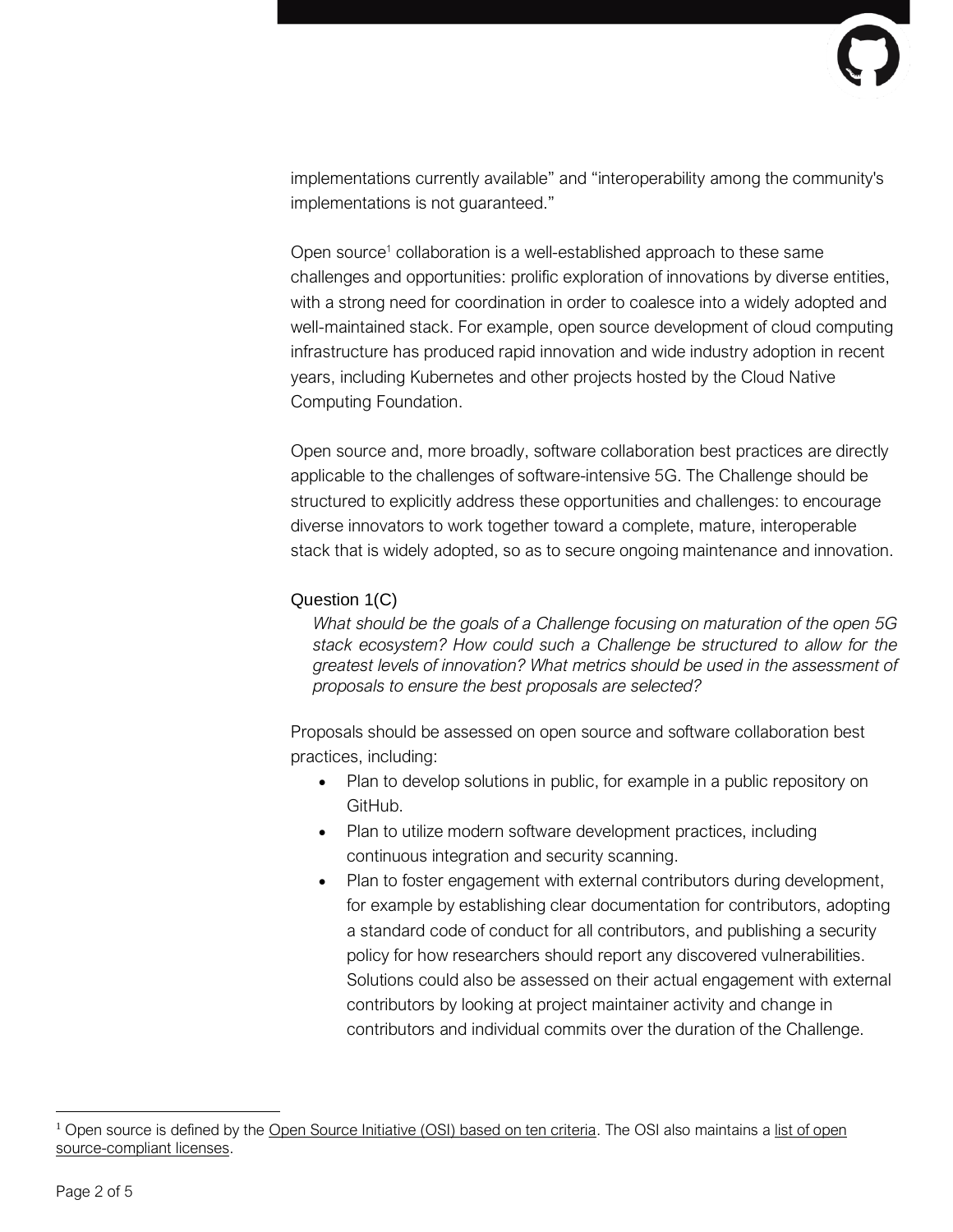implementations currently available" and "interoperability among the community's implementations is not guaranteed."

Open source[1] collaboration is a well-established approach to these same challenges and opportunities: prolific exploration of innovations by diverse entities, with a strong need for coordination in order to coalesce into a widely adopted and well-maintained stack. For example, open source development of cloud computing infrastructure has produced rapid innovation and wide industry adoption in recent years, including Kubernetes and other projects hosted by the Cloud Native Computing Foundation.

Open source and, more broadly, software collaboration best practices are directly applicable to the challenges of software-intensive 5G. The Challenge should be structured to explicitly address these opportunities and challenges: to encourage diverse innovators to work together toward a complete, mature, interoperable stack that is widely adopted, so as to secure ongoing maintenance and innovation.

### Question 1(C)

*What should be the goals of a Challenge focusing on maturation of the open 5G stack ecosystem? How could such a Challenge be structured to allow for the greatest levels of innovation? What metrics should be used in the assessment of proposals to ensure the best proposals are selected?*

Proposals should be assessed on open source and software collaboration best practices, including:

- Plan to develop solutions in public, for example in a public repository on GitHub.
- Plan to utilize modern software development practices, including continuous integration and security scanning.
- Plan to foster engagement with external contributors during development, for example by establishing clear documentation for contributors, adopting a standard code of conduct for all contributors, and publishing a security policy for how researchers should report any discovered vulnerabilities. Solutions could also be assessed on their actual engagement with external contributors by looking at project maintainer activity and change in contributors and individual commits over the duration of the Challenge.

---

[1] Open source is defined by the Open Source Initiative (OSI) based on ten criteria. The OSI also maintains a list of open source-compliant licenses.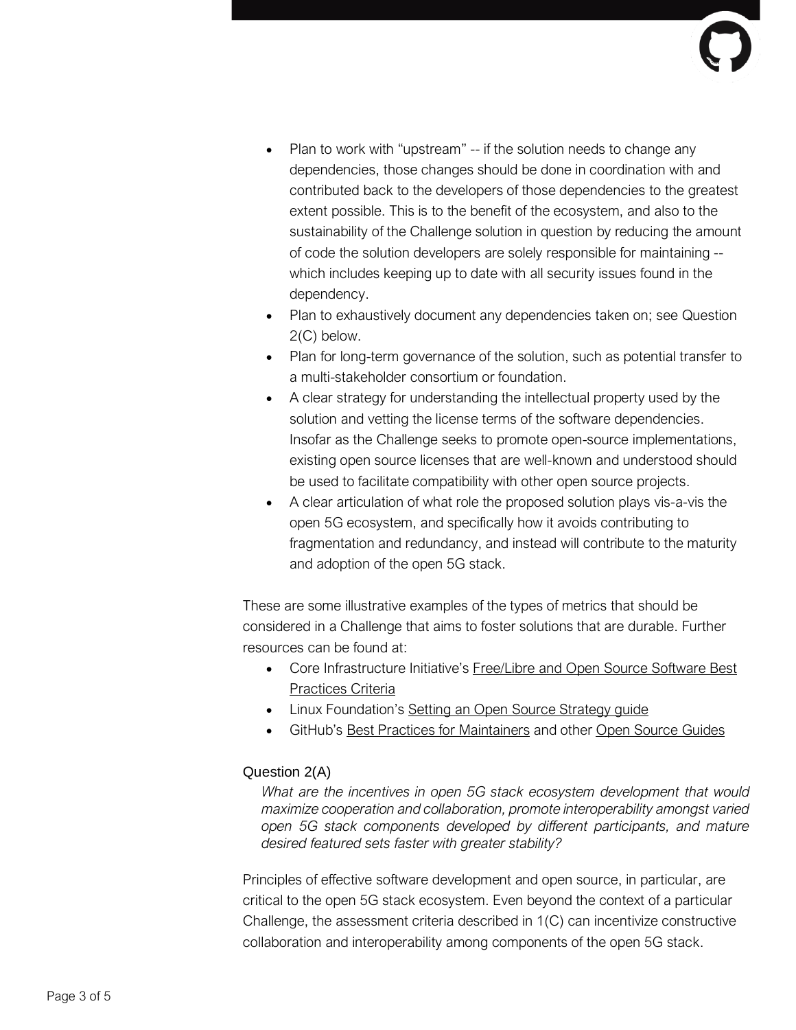- Plan to work with "upstream" -- if the solution needs to change any dependencies, those changes should be done in coordination with and contributed back to the developers of those dependencies to the greatest extent possible. This is to the benefit of the ecosystem, and also to the sustainability of the Challenge solution in question by reducing the amount of code the solution developers are solely responsible for maintaining -- which includes keeping up to date with all security issues found in the dependency.
- Plan to exhaustively document any dependencies taken on; see Question 2(C) below.
- Plan for long-term governance of the solution, such as potential transfer to a multi-stakeholder consortium or foundation.
- A clear strategy for understanding the intellectual property used by the solution and vetting the license terms of the software dependencies. Insofar as the Challenge seeks to promote open-source implementations, existing open source licenses that are well-known and understood should be used to facilitate compatibility with other open source projects.
- A clear articulation of what role the proposed solution plays vis-a-vis the open 5G ecosystem, and specifically how it avoids contributing to fragmentation and redundancy, and instead will contribute to the maturity and adoption of the open 5G stack.

These are some illustrative examples of the types of metrics that should be considered in a Challenge that aims to foster solutions that are durable. Further resources can be found at:

- Core Infrastructure Initiative's Free/Libre and Open Source Software Best Practices Criteria
- Linux Foundation's Setting an Open Source Strategy guide
- GitHub's Best Practices for Maintainers and other Open Source Guides

### Question 2(A)

*What are the incentives in open 5G stack ecosystem development that would maximize cooperation and collaboration, promote interoperability amongst varied open 5G stack components developed by different participants, and mature desired featured sets faster with greater stability?*

Principles of effective software development and open source, in particular, are critical to the open 5G stack ecosystem. Even beyond the context of a particular Challenge, the assessment criteria described in 1(C) can incentivize constructive collaboration and interoperability among components of the open 5G stack.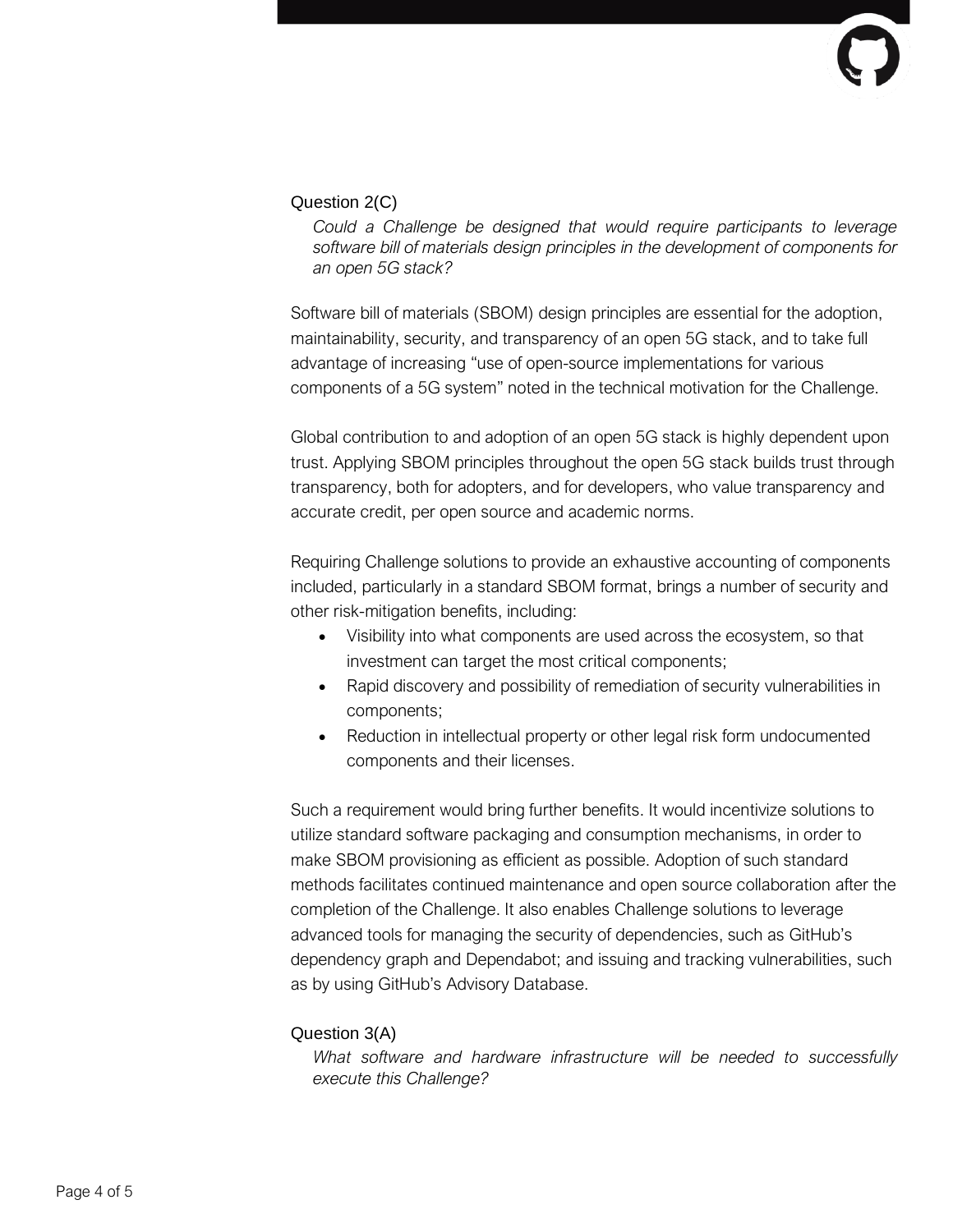### Question 2(C)

*Could a Challenge be designed that would require participants to leverage software bill of materials design principles in the development of components for an open 5G stack?*

Software bill of materials (SBOM) design principles are essential for the adoption, maintainability, security, and transparency of an open 5G stack, and to take full advantage of increasing "use of open-source implementations for various components of a 5G system" noted in the technical motivation for the Challenge.

Global contribution to and adoption of an open 5G stack is highly dependent upon trust. Applying SBOM principles throughout the open 5G stack builds trust through transparency, both for adopters, and for developers, who value transparency and accurate credit, per open source and academic norms.

Requiring Challenge solutions to provide an exhaustive accounting of components included, particularly in a standard SBOM format, brings a number of security and other risk-mitigation benefits, including:

- Visibility into what components are used across the ecosystem, so that investment can target the most critical components;
- Rapid discovery and possibility of remediation of security vulnerabilities in components;
- Reduction in intellectual property or other legal risk form undocumented components and their licenses.

Such a requirement would bring further benefits. It would incentivize solutions to utilize standard software packaging and consumption mechanisms, in order to make SBOM provisioning as efficient as possible. Adoption of such standard methods facilitates continued maintenance and open source collaboration after the completion of the Challenge. It also enables Challenge solutions to leverage advanced tools for managing the security of dependencies, such as GitHub's dependency graph and Dependabot; and issuing and tracking vulnerabilities, such as by using GitHub's Advisory Database.

### Question 3(A)

*What software and hardware infrastructure will be needed to successfully execute this Challenge?*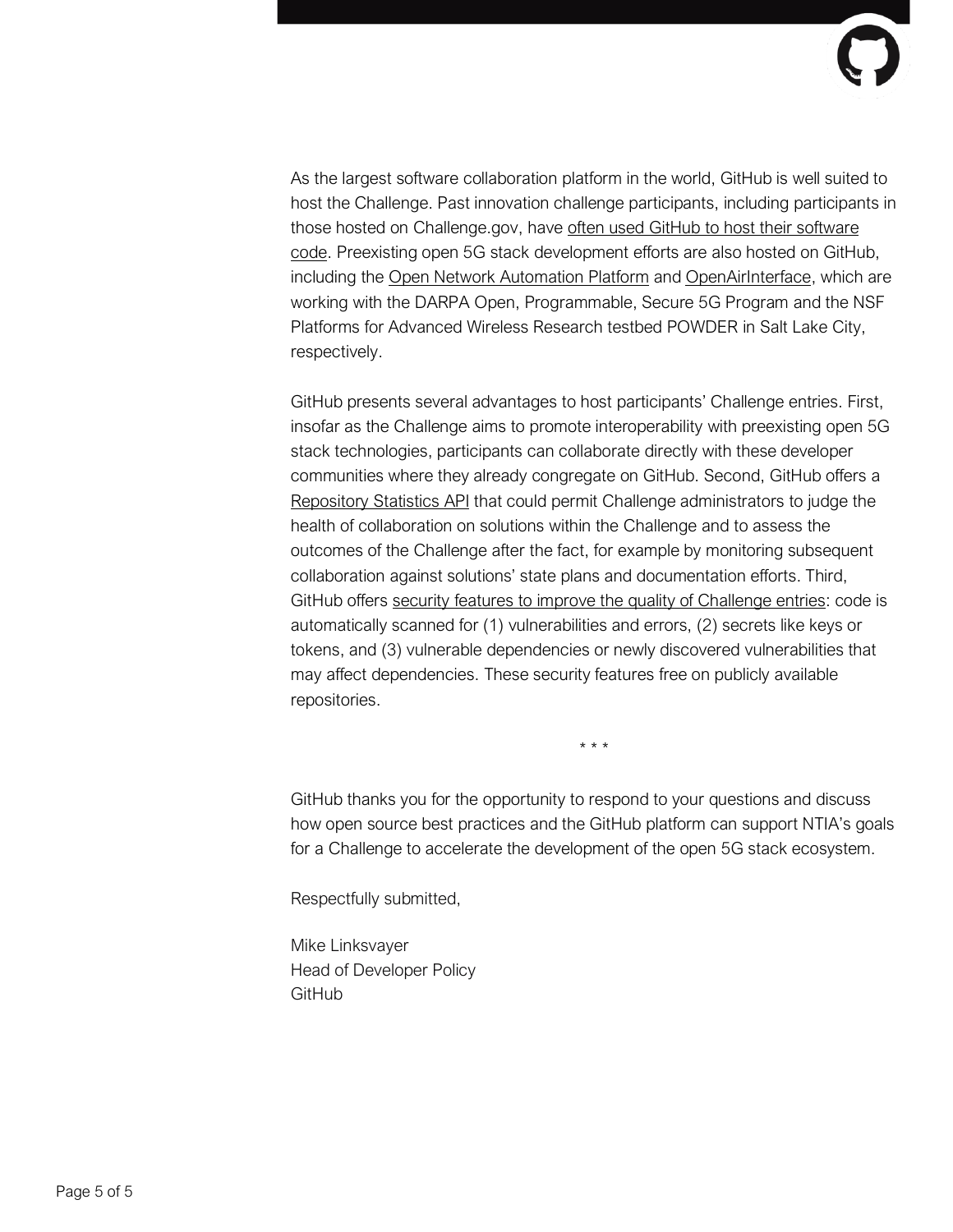As the largest software collaboration platform in the world, GitHub is well suited to host the Challenge. Past innovation challenge participants, including participants in those hosted on Challenge.gov, have often used GitHub to host their software code. Preexisting open 5G stack development efforts are also hosted on GitHub, including the Open Network Automation Platform and OpenAirInterface, which are working with the DARPA Open, Programmable, Secure 5G Program and the NSF Platforms for Advanced Wireless Research testbed POWDER in Salt Lake City, respectively.

GitHub presents several advantages to host participants' Challenge entries. First, insofar as the Challenge aims to promote interoperability with preexisting open 5G stack technologies, participants can collaborate directly with these developer communities where they already congregate on GitHub. Second, GitHub offers a Repository Statistics API that could permit Challenge administrators to judge the health of collaboration on solutions within the Challenge and to assess the outcomes of the Challenge after the fact, for example by monitoring subsequent collaboration against solutions' state plans and documentation efforts. Third, GitHub offers security features to improve the quality of Challenge entries: code is automatically scanned for (1) vulnerabilities and errors, (2) secrets like keys or tokens, and (3) vulnerable dependencies or newly discovered vulnerabilities that may affect dependencies. These security features free on publicly available repositories.

\* \* \*

GitHub thanks you for the opportunity to respond to your questions and discuss how open source best practices and the GitHub platform can support NTIA's goals for a Challenge to accelerate the development of the open 5G stack ecosystem.

Respectfully submitted,

Mike Linksvayer
Head of Developer Policy
GitHub